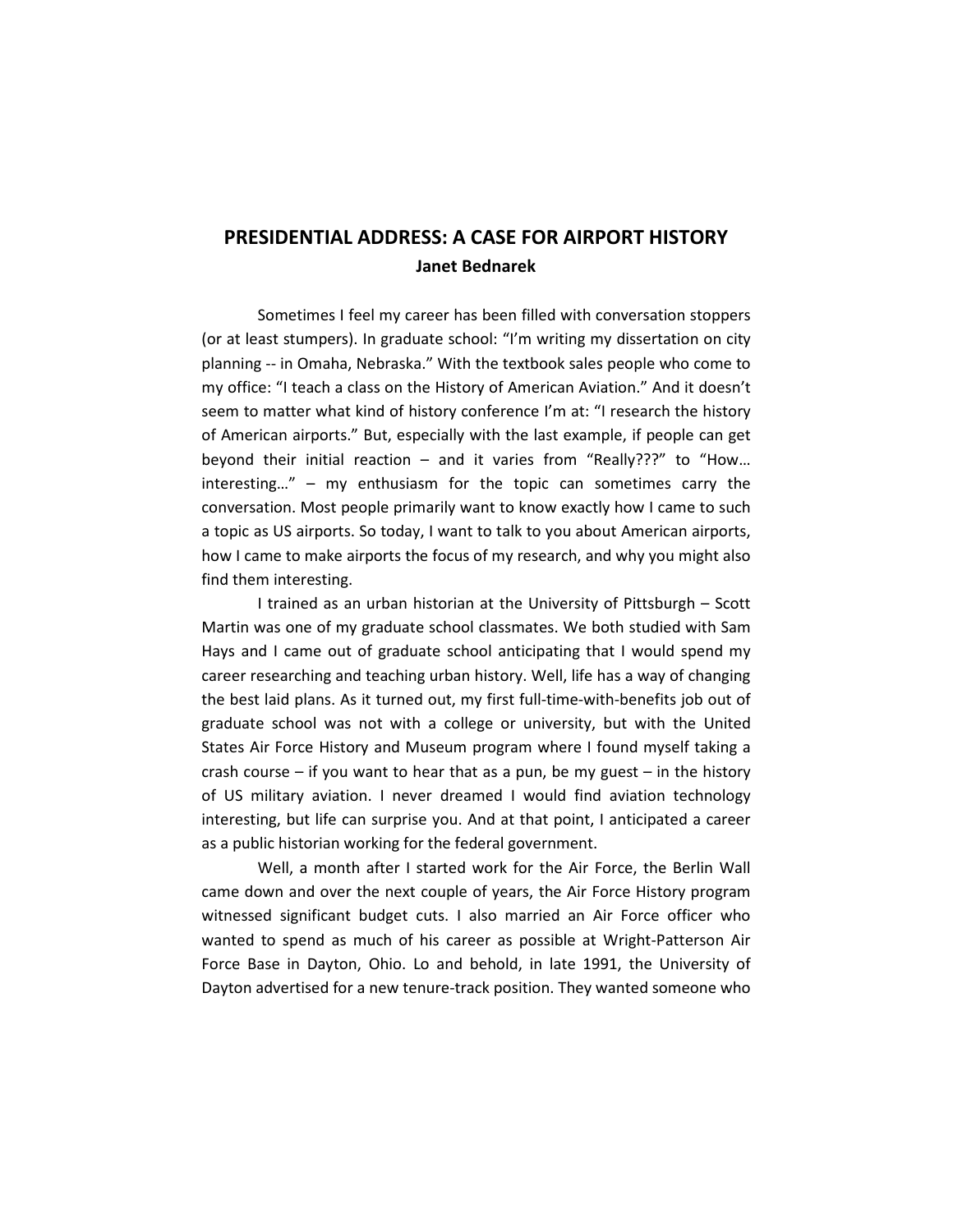## PRESIDENTIAL ADDRESS: A CASE FOR AIRPORT HISTORY

**Janet Bednarek**

Sometimes I feel my career has been filled with conversation stoppers (or at least stumpers). In graduate school: "I'm writing my dissertation on city planning -- in Omaha, Nebraska." With the textbook sales people who come to my office: "I teach a class on the History of American Aviation." And it doesn't seem to matter what kind of history conference I'm at: "I research the history of American airports." But, especially with the last example, if people can get beyond their initial reaction – and it varies from "Really???" to "How… interesting…" – my enthusiasm for the topic can sometimes carry the conversation. Most people primarily want to know exactly how I came to such a topic as US airports. So today, I want to talk to you about American airports, how I came to make airports the focus of my research, and why you might also find them interesting.

I trained as an urban historian at the University of Pittsburgh – Scott Martin was one of my graduate school classmates. We both studied with Sam Hays and I came out of graduate school anticipating that I would spend my career researching and teaching urban history. Well, life has a way of changing the best laid plans. As it turned out, my first full-time-with-benefits job out of graduate school was not with a college or university, but with the United States Air Force History and Museum program where I found myself taking a crash course – if you want to hear that as a pun, be my guest – in the history of US military aviation. I never dreamed I would find aviation technology interesting, but life can surprise you. And at that point, I anticipated a career as a public historian working for the federal government.

Well, a month after I started work for the Air Force, the Berlin Wall came down and over the next couple of years, the Air Force History program witnessed significant budget cuts. I also married an Air Force officer who wanted to spend as much of his career as possible at Wright-Patterson Air Force Base in Dayton, Ohio. Lo and behold, in late 1991, the University of Dayton advertised for a new tenure-track position. They wanted someone who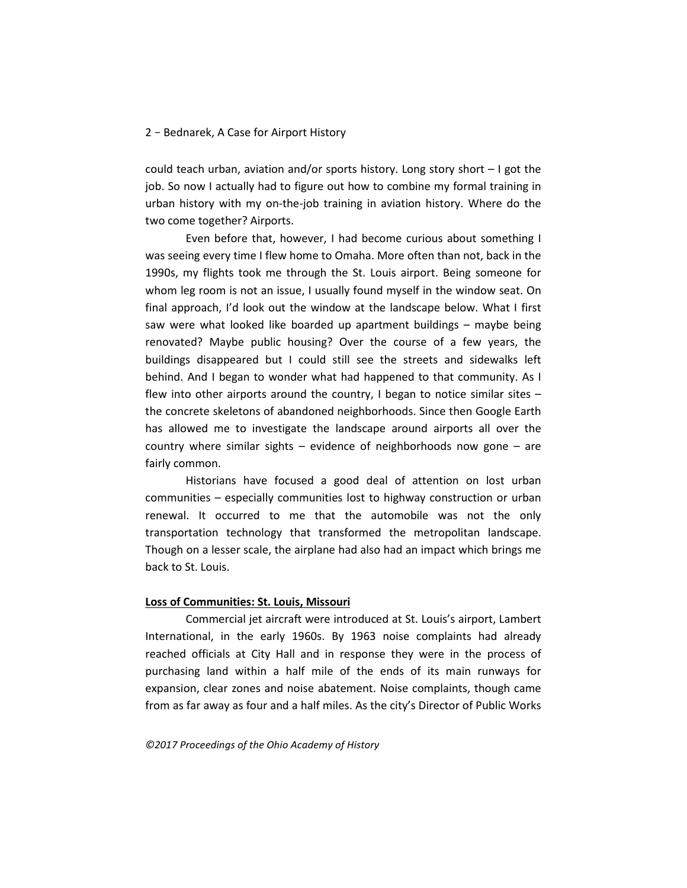could teach urban, aviation and/or sports history. Long story short – I got the job. So now I actually had to figure out how to combine my formal training in urban history with my on-the-job training in aviation history. Where do the two come together? Airports.

Even before that, however, I had become curious about something I was seeing every time I flew home to Omaha. More often than not, back in the 1990s, my flights took me through the St. Louis airport. Being someone for whom leg room is not an issue, I usually found myself in the window seat. On final approach, I'd look out the window at the landscape below. What I first saw were what looked like boarded up apartment buildings – maybe being renovated? Maybe public housing? Over the course of a few years, the buildings disappeared but I could still see the streets and sidewalks left behind. And I began to wonder what had happened to that community. As I flew into other airports around the country, I began to notice similar sites – the concrete skeletons of abandoned neighborhoods. Since then Google Earth has allowed me to investigate the landscape around airports all over the country where similar sights – evidence of neighborhoods now gone – are fairly common.

Historians have focused a good deal of attention on lost urban communities – especially communities lost to highway construction or urban renewal. It occurred to me that the automobile was not the only transportation technology that transformed the metropolitan landscape. Though on a lesser scale, the airplane had also had an impact which brings me back to St. Louis.

## Loss of Communities: St. Louis, Missouri

Commercial jet aircraft were introduced at St. Louis's airport, Lambert International, in the early 1960s. By 1963 noise complaints had already reached officials at City Hall and in response they were in the process of purchasing land within a half mile of the ends of its main runways for expansion, clear zones and noise abatement. Noise complaints, though came from as far away as four and a half miles. As the city's Director of Public Works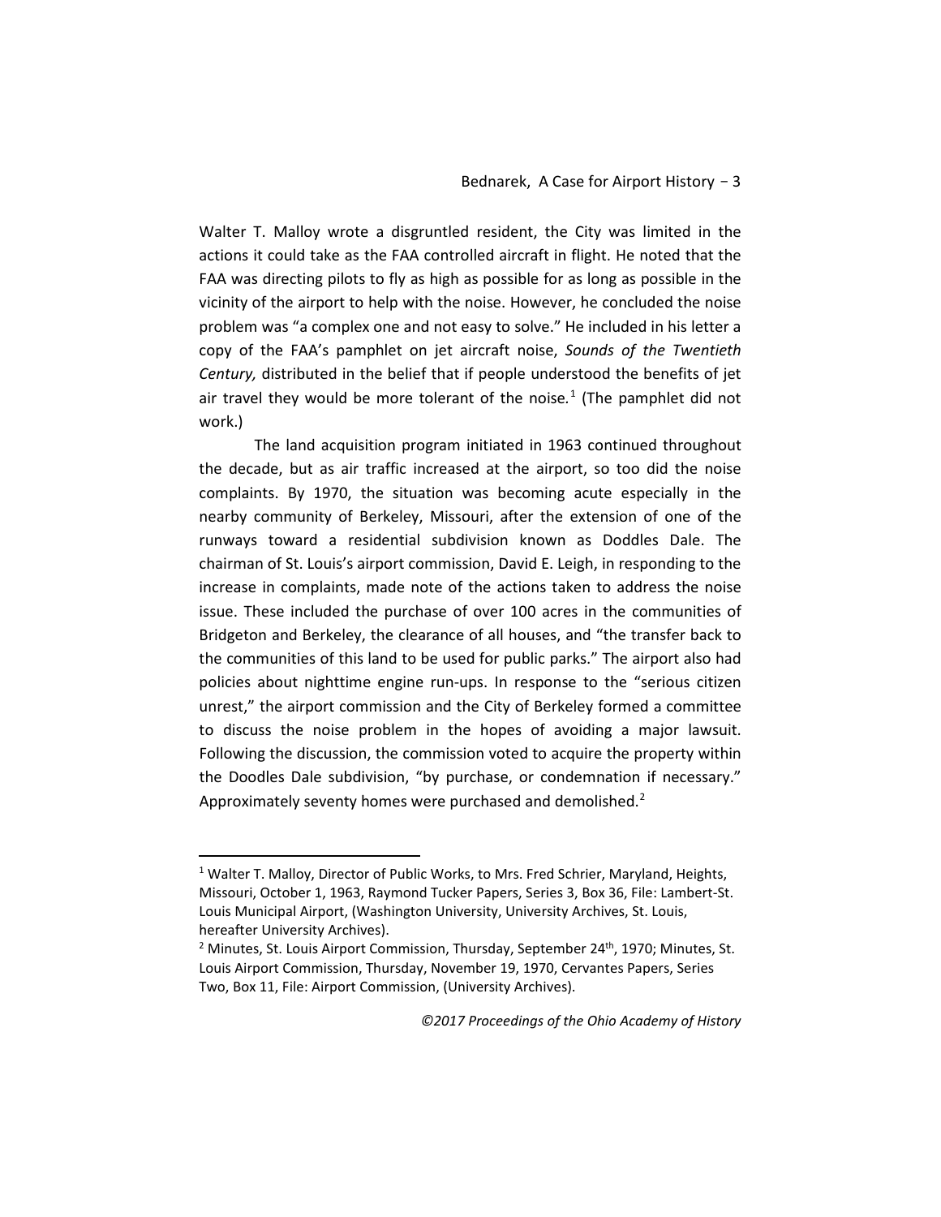Walter T. Malloy wrote a disgruntled resident, the City was limited in the actions it could take as the FAA controlled aircraft in flight. He noted that the FAA was directing pilots to fly as high as possible for as long as possible in the vicinity of the airport to help with the noise. However, he concluded the noise problem was "a complex one and not easy to solve." He included in his letter a copy of the FAA's pamphlet on jet aircraft noise, *Sounds of the Twentieth Century,* distributed in the belief that if people understood the benefits of jet air travel they would be more tolerant of the noise.[1] (The pamphlet did not work.)

The land acquisition program initiated in 1963 continued throughout the decade, but as air traffic increased at the airport, so too did the noise complaints. By 1970, the situation was becoming acute especially in the nearby community of Berkeley, Missouri, after the extension of one of the runways toward a residential subdivision known as Doddles Dale. The chairman of St. Louis's airport commission, David E. Leigh, in responding to the increase in complaints, made note of the actions taken to address the noise issue. These included the purchase of over 100 acres in the communities of Bridgeton and Berkeley, the clearance of all houses, and "the transfer back to the communities of this land to be used for public parks." The airport also had policies about nighttime engine run-ups. In response to the "serious citizen unrest," the airport commission and the City of Berkeley formed a committee to discuss the noise problem in the hopes of avoiding a major lawsuit. Following the discussion, the commission voted to acquire the property within the Doodles Dale subdivision, "by purchase, or condemnation if necessary." Approximately seventy homes were purchased and demolished.[2]

---

[1] Walter T. Malloy, Director of Public Works, to Mrs. Fred Schrier, Maryland, Heights, Missouri, October 1, 1963, Raymond Tucker Papers, Series 3, Box 36, File: Lambert-St. Louis Municipal Airport, (Washington University, University Archives, St. Louis, hereafter University Archives).

[2] Minutes, St. Louis Airport Commission, Thursday, September 24th, 1970; Minutes, St. Louis Airport Commission, Thursday, November 19, 1970, Cervantes Papers, Series Two, Box 11, File: Airport Commission, (University Archives).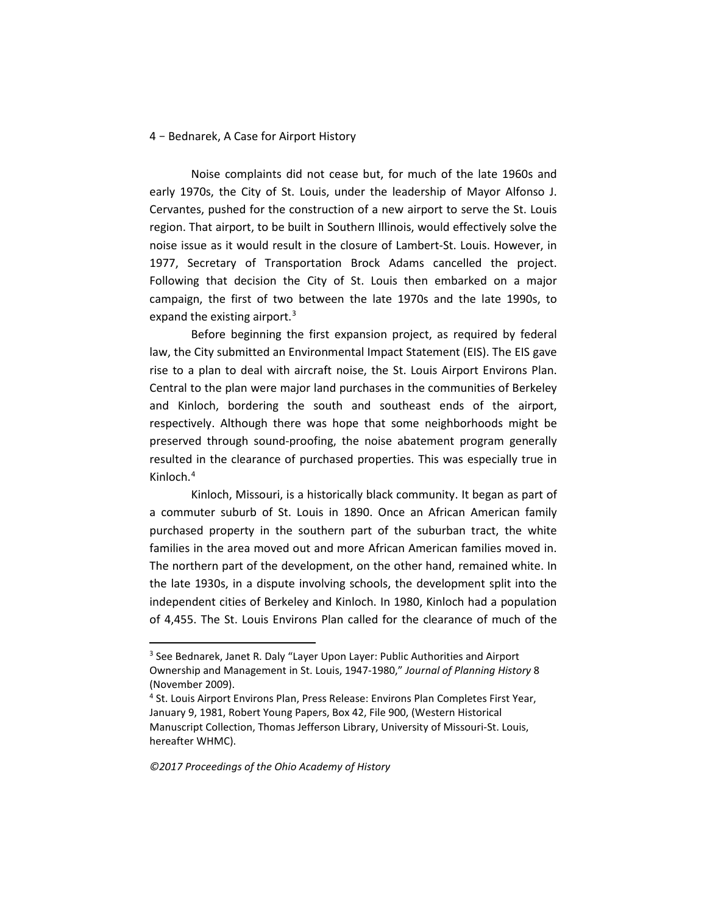Noise complaints did not cease but, for much of the late 1960s and early 1970s, the City of St. Louis, under the leadership of Mayor Alfonso J. Cervantes, pushed for the construction of a new airport to serve the St. Louis region. That airport, to be built in Southern Illinois, would effectively solve the noise issue as it would result in the closure of Lambert-St. Louis. However, in 1977, Secretary of Transportation Brock Adams cancelled the project. Following that decision the City of St. Louis then embarked on a major campaign, the first of two between the late 1970s and the late 1990s, to expand the existing airport.[3]

Before beginning the first expansion project, as required by federal law, the City submitted an Environmental Impact Statement (EIS). The EIS gave rise to a plan to deal with aircraft noise, the St. Louis Airport Environs Plan. Central to the plan were major land purchases in the communities of Berkeley and Kinloch, bordering the south and southeast ends of the airport, respectively. Although there was hope that some neighborhoods might be preserved through sound-proofing, the noise abatement program generally resulted in the clearance of purchased properties. This was especially true in Kinloch.[4]

Kinloch, Missouri, is a historically black community. It began as part of a commuter suburb of St. Louis in 1890. Once an African American family purchased property in the southern part of the suburban tract, the white families in the area moved out and more African American families moved in. The northern part of the development, on the other hand, remained white. In the late 1930s, in a dispute involving schools, the development split into the independent cities of Berkeley and Kinloch. In 1980, Kinloch had a population of 4,455. The St. Louis Environs Plan called for the clearance of much of the

---

[3] See Bednarek, Janet R. Daly "Layer Upon Layer: Public Authorities and Airport Ownership and Management in St. Louis, 1947-1980," *Journal of Planning History* 8 (November 2009).

[4] St. Louis Airport Environs Plan, Press Release: Environs Plan Completes First Year, January 9, 1981, Robert Young Papers, Box 42, File 900, (Western Historical Manuscript Collection, Thomas Jefferson Library, University of Missouri-St. Louis, hereafter WHMC).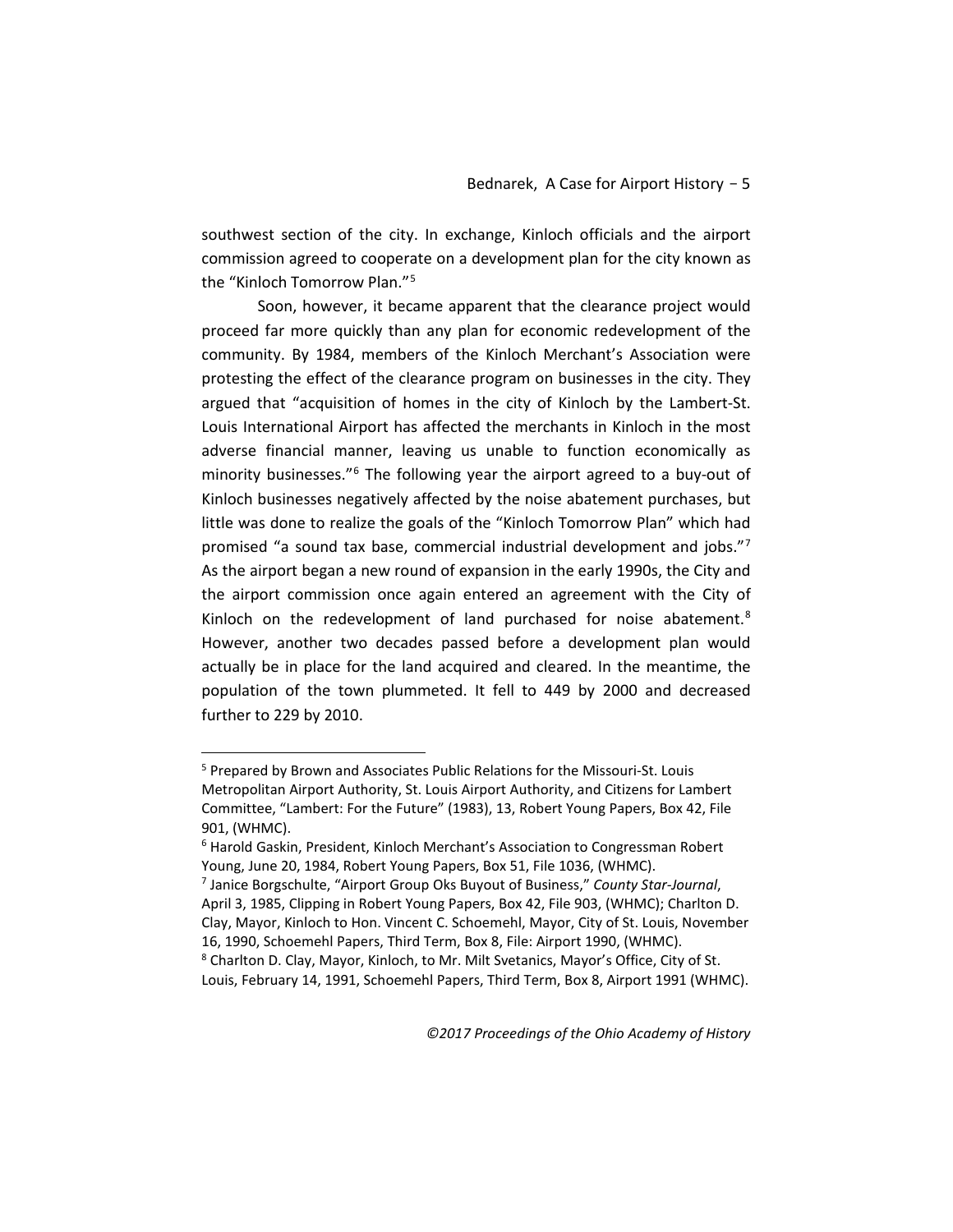southwest section of the city. In exchange, Kinloch officials and the airport commission agreed to cooperate on a development plan for the city known as the "Kinloch Tomorrow Plan."[5]

Soon, however, it became apparent that the clearance project would proceed far more quickly than any plan for economic redevelopment of the community. By 1984, members of the Kinloch Merchant's Association were protesting the effect of the clearance program on businesses in the city. They argued that "acquisition of homes in the city of Kinloch by the Lambert-St. Louis International Airport has affected the merchants in Kinloch in the most adverse financial manner, leaving us unable to function economically as minority businesses."[6] The following year the airport agreed to a buy-out of Kinloch businesses negatively affected by the noise abatement purchases, but little was done to realize the goals of the "Kinloch Tomorrow Plan" which had promised "a sound tax base, commercial industrial development and jobs."[7] As the airport began a new round of expansion in the early 1990s, the City and the airport commission once again entered an agreement with the City of Kinloch on the redevelopment of land purchased for noise abatement.[8] However, another two decades passed before a development plan would actually be in place for the land acquired and cleared. In the meantime, the population of the town plummeted. It fell to 449 by 2000 and decreased further to 229 by 2010.

---

[5] Prepared by Brown and Associates Public Relations for the Missouri-St. Louis Metropolitan Airport Authority, St. Louis Airport Authority, and Citizens for Lambert Committee, "Lambert: For the Future" (1983), 13, Robert Young Papers, Box 42, File 901, (WHMC).

[6] Harold Gaskin, President, Kinloch Merchant's Association to Congressman Robert Young, June 20, 1984, Robert Young Papers, Box 51, File 1036, (WHMC).

[7] Janice Borgschulte, "Airport Group Oks Buyout of Business," *County Star-Journal*, April 3, 1985, Clipping in Robert Young Papers, Box 42, File 903, (WHMC); Charlton D. Clay, Mayor, Kinloch to Hon. Vincent C. Schoemehl, Mayor, City of St. Louis, November 16, 1990, Schoemehl Papers, Third Term, Box 8, File: Airport 1990, (WHMC).

[8] Charlton D. Clay, Mayor, Kinloch, to Mr. Milt Svetanics, Mayor's Office, City of St. Louis, February 14, 1991, Schoemehl Papers, Third Term, Box 8, Airport 1991 (WHMC).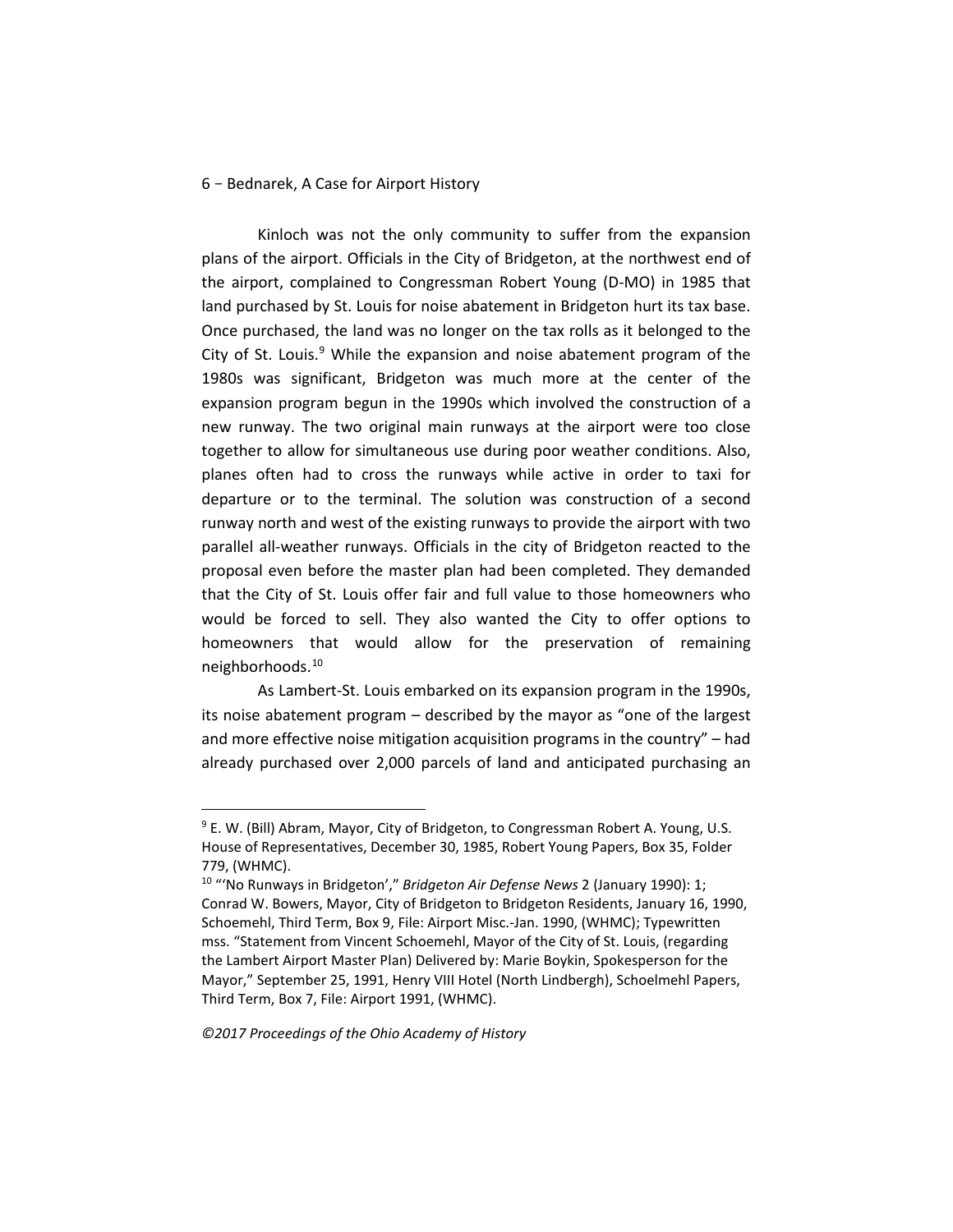Kinloch was not the only community to suffer from the expansion plans of the airport. Officials in the City of Bridgeton, at the northwest end of the airport, complained to Congressman Robert Young (D-MO) in 1985 that land purchased by St. Louis for noise abatement in Bridgeton hurt its tax base. Once purchased, the land was no longer on the tax rolls as it belonged to the City of St. Louis.[9] While the expansion and noise abatement program of the 1980s was significant, Bridgeton was much more at the center of the expansion program begun in the 1990s which involved the construction of a new runway. The two original main runways at the airport were too close together to allow for simultaneous use during poor weather conditions. Also, planes often had to cross the runways while active in order to taxi for departure or to the terminal. The solution was construction of a second runway north and west of the existing runways to provide the airport with two parallel all-weather runways. Officials in the city of Bridgeton reacted to the proposal even before the master plan had been completed. They demanded that the City of St. Louis offer fair and full value to those homeowners who would be forced to sell. They also wanted the City to offer options to homeowners that would allow for the preservation of remaining neighborhoods.[10]

As Lambert-St. Louis embarked on its expansion program in the 1990s, its noise abatement program – described by the mayor as "one of the largest and more effective noise mitigation acquisition programs in the country" – had already purchased over 2,000 parcels of land and anticipated purchasing an

---

[9] E. W. (Bill) Abram, Mayor, City of Bridgeton, to Congressman Robert A. Young, U.S. House of Representatives, December 30, 1985, Robert Young Papers, Box 35, Folder 779, (WHMC).

[10] "'No Runways in Bridgeton'," *Bridgeton Air Defense News* 2 (January 1990): 1; Conrad W. Bowers, Mayor, City of Bridgeton to Bridgeton Residents, January 16, 1990, Schoemehl, Third Term, Box 9, File: Airport Misc.-Jan. 1990, (WHMC); Typewritten mss. "Statement from Vincent Schoemehl, Mayor of the City of St. Louis, (regarding the Lambert Airport Master Plan) Delivered by: Marie Boykin, Spokesperson for the Mayor," September 25, 1991, Henry VIII Hotel (North Lindbergh), Schoelmehl Papers, Third Term, Box 7, File: Airport 1991, (WHMC).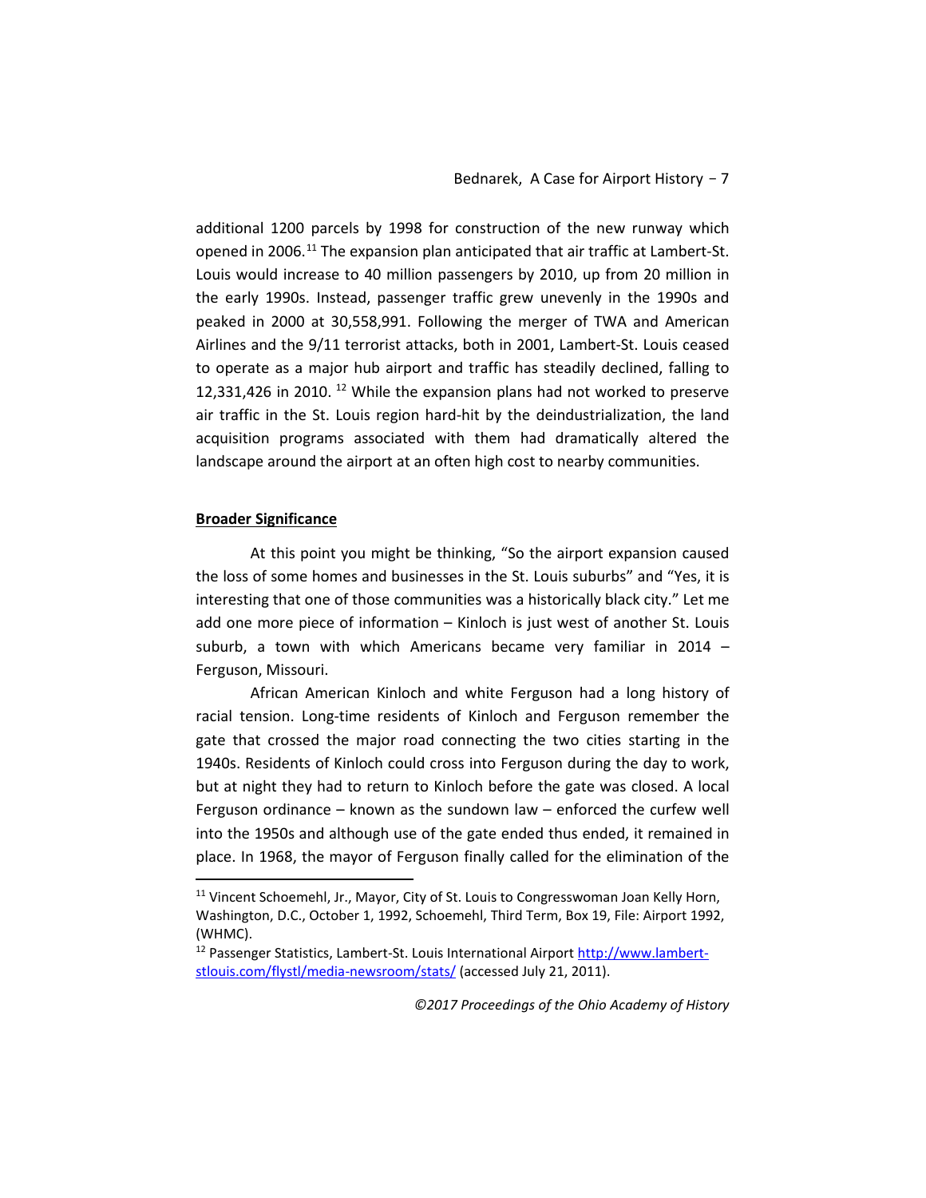additional 1200 parcels by 1998 for construction of the new runway which opened in 2006.[11] The expansion plan anticipated that air traffic at Lambert-St. Louis would increase to 40 million passengers by 2010, up from 20 million in the early 1990s. Instead, passenger traffic grew unevenly in the 1990s and peaked in 2000 at 30,558,991. Following the merger of TWA and American Airlines and the 9/11 terrorist attacks, both in 2001, Lambert-St. Louis ceased to operate as a major hub airport and traffic has steadily declined, falling to 12,331,426 in 2010. [12] While the expansion plans had not worked to preserve air traffic in the St. Louis region hard-hit by the deindustrialization, the land acquisition programs associated with them had dramatically altered the landscape around the airport at an often high cost to nearby communities.

## Broader Significance

At this point you might be thinking, "So the airport expansion caused the loss of some homes and businesses in the St. Louis suburbs" and "Yes, it is interesting that one of those communities was a historically black city." Let me add one more piece of information – Kinloch is just west of another St. Louis suburb, a town with which Americans became very familiar in 2014 – Ferguson, Missouri.

African American Kinloch and white Ferguson had a long history of racial tension. Long-time residents of Kinloch and Ferguson remember the gate that crossed the major road connecting the two cities starting in the 1940s. Residents of Kinloch could cross into Ferguson during the day to work, but at night they had to return to Kinloch before the gate was closed. A local Ferguson ordinance – known as the sundown law – enforced the curfew well into the 1950s and although use of the gate ended thus ended, it remained in place. In 1968, the mayor of Ferguson finally called for the elimination of the

---

[11] Vincent Schoemehl, Jr., Mayor, City of St. Louis to Congresswoman Joan Kelly Horn, Washington, D.C., October 1, 1992, Schoemehl, Third Term, Box 19, File: Airport 1992, (WHMC).

[12] Passenger Statistics, Lambert-St. Louis International Airport http://www.lambert-stlouis.com/flystl/media-newsroom/stats/ (accessed July 21, 2011).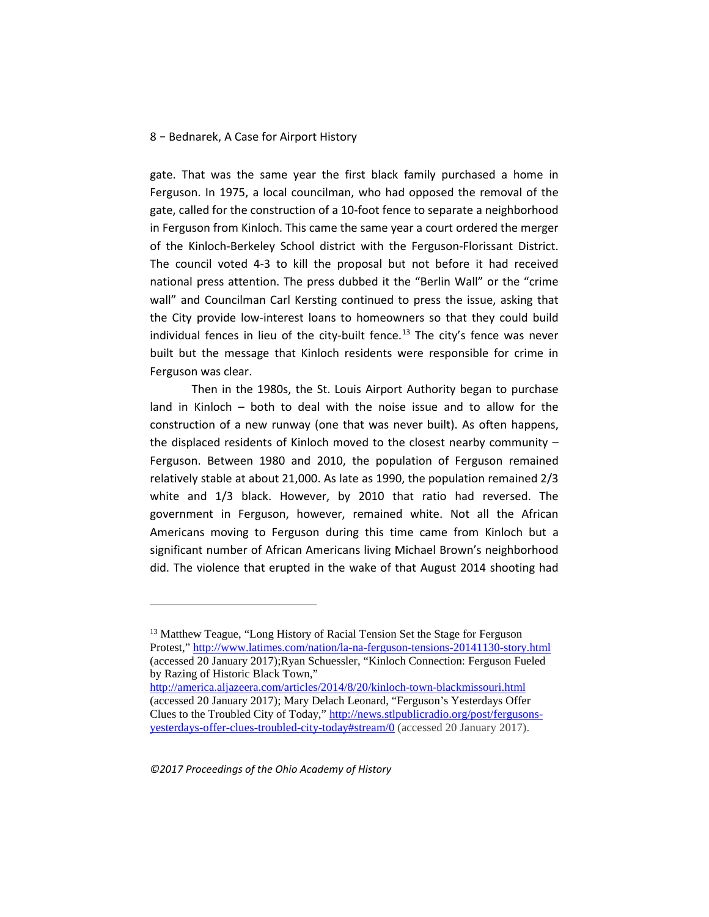gate. That was the same year the first black family purchased a home in Ferguson. In 1975, a local councilman, who had opposed the removal of the gate, called for the construction of a 10-foot fence to separate a neighborhood in Ferguson from Kinloch. This came the same year a court ordered the merger of the Kinloch-Berkeley School district with the Ferguson-Florissant District. The council voted 4-3 to kill the proposal but not before it had received national press attention. The press dubbed it the "Berlin Wall" or the "crime wall" and Councilman Carl Kersting continued to press the issue, asking that the City provide low-interest loans to homeowners so that they could build individual fences in lieu of the city-built fence.[13] The city's fence was never built but the message that Kinloch residents were responsible for crime in Ferguson was clear.

Then in the 1980s, the St. Louis Airport Authority began to purchase land in Kinloch – both to deal with the noise issue and to allow for the construction of a new runway (one that was never built). As often happens, the displaced residents of Kinloch moved to the closest nearby community – Ferguson. Between 1980 and 2010, the population of Ferguson remained relatively stable at about 21,000. As late as 1990, the population remained 2/3 white and 1/3 black. However, by 2010 that ratio had reversed. The government in Ferguson, however, remained white. Not all the African Americans moving to Ferguson during this time came from Kinloch but a significant number of African Americans living Michael Brown's neighborhood did. The violence that erupted in the wake of that August 2014 shooting had

---

[13] Matthew Teague, "Long History of Racial Tension Set the Stage for Ferguson Protest," http://www.latimes.com/nation/la-na-ferguson-tensions-20141130-story.html (accessed 20 January 2017);Ryan Schuessler, "Kinloch Connection: Ferguson Fueled by Razing of Historic Black Town," http://america.aljazeera.com/articles/2014/8/20/kinloch-town-blackmissouri.html (accessed 20 January 2017); Mary Delach Leonard, "Ferguson's Yesterdays Offer Clues to the Troubled City of Today," http://news.stlpublicradio.org/post/fergusons-yesterdays-offer-clues-troubled-city-today#stream/0 (accessed 20 January 2017).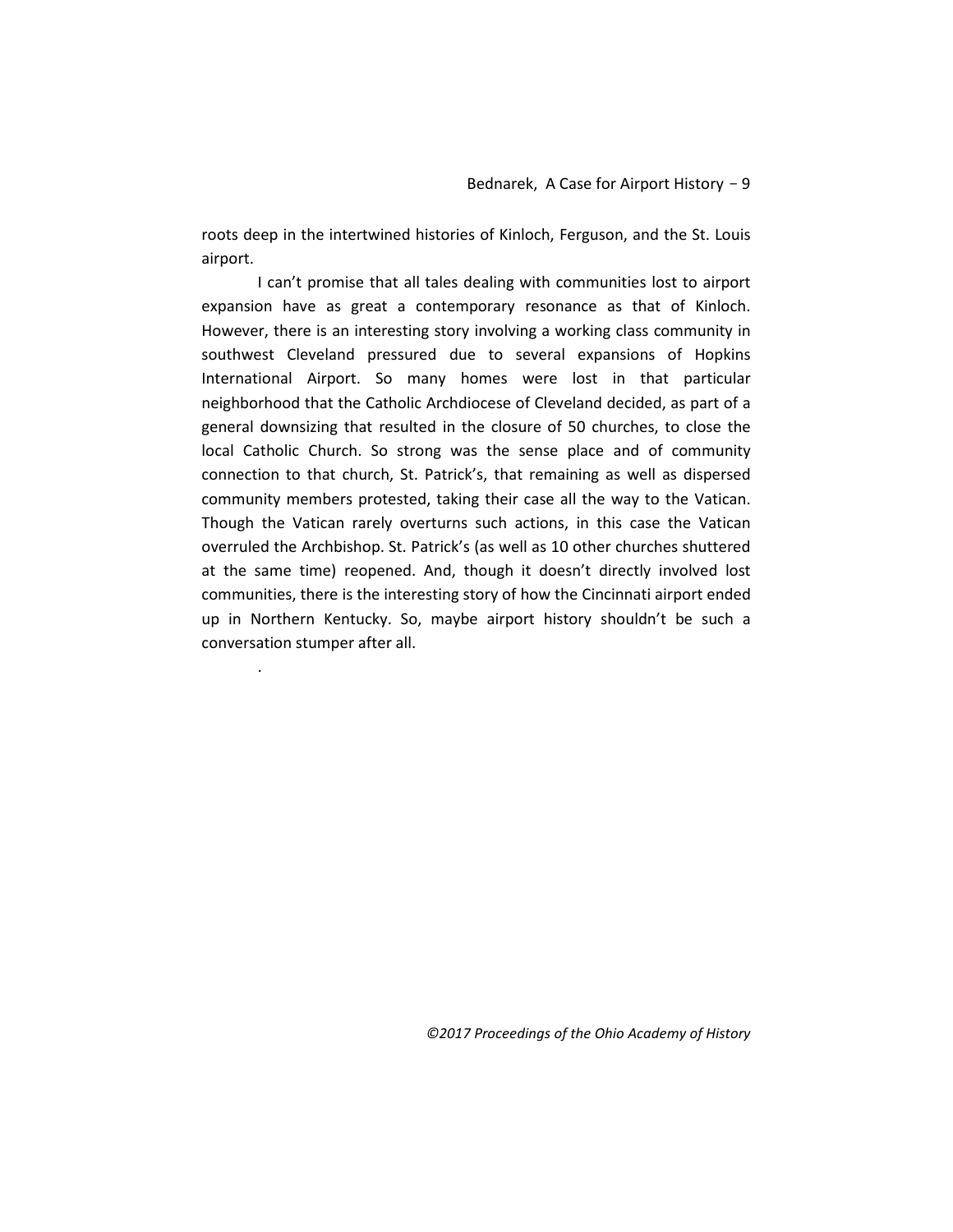roots deep in the intertwined histories of Kinloch, Ferguson, and the St. Louis airport.

I can't promise that all tales dealing with communities lost to airport expansion have as great a contemporary resonance as that of Kinloch. However, there is an interesting story involving a working class community in southwest Cleveland pressured due to several expansions of Hopkins International Airport. So many homes were lost in that particular neighborhood that the Catholic Archdiocese of Cleveland decided, as part of a general downsizing that resulted in the closure of 50 churches, to close the local Catholic Church. So strong was the sense place and of community connection to that church, St. Patrick's, that remaining as well as dispersed community members protested, taking their case all the way to the Vatican. Though the Vatican rarely overturns such actions, in this case the Vatican overruled the Archbishop. St. Patrick's (as well as 10 other churches shuttered at the same time) reopened. And, though it doesn't directly involved lost communities, there is the interesting story of how the Cincinnati airport ended up in Northern Kentucky. So, maybe airport history shouldn't be such a conversation stumper after all.

.